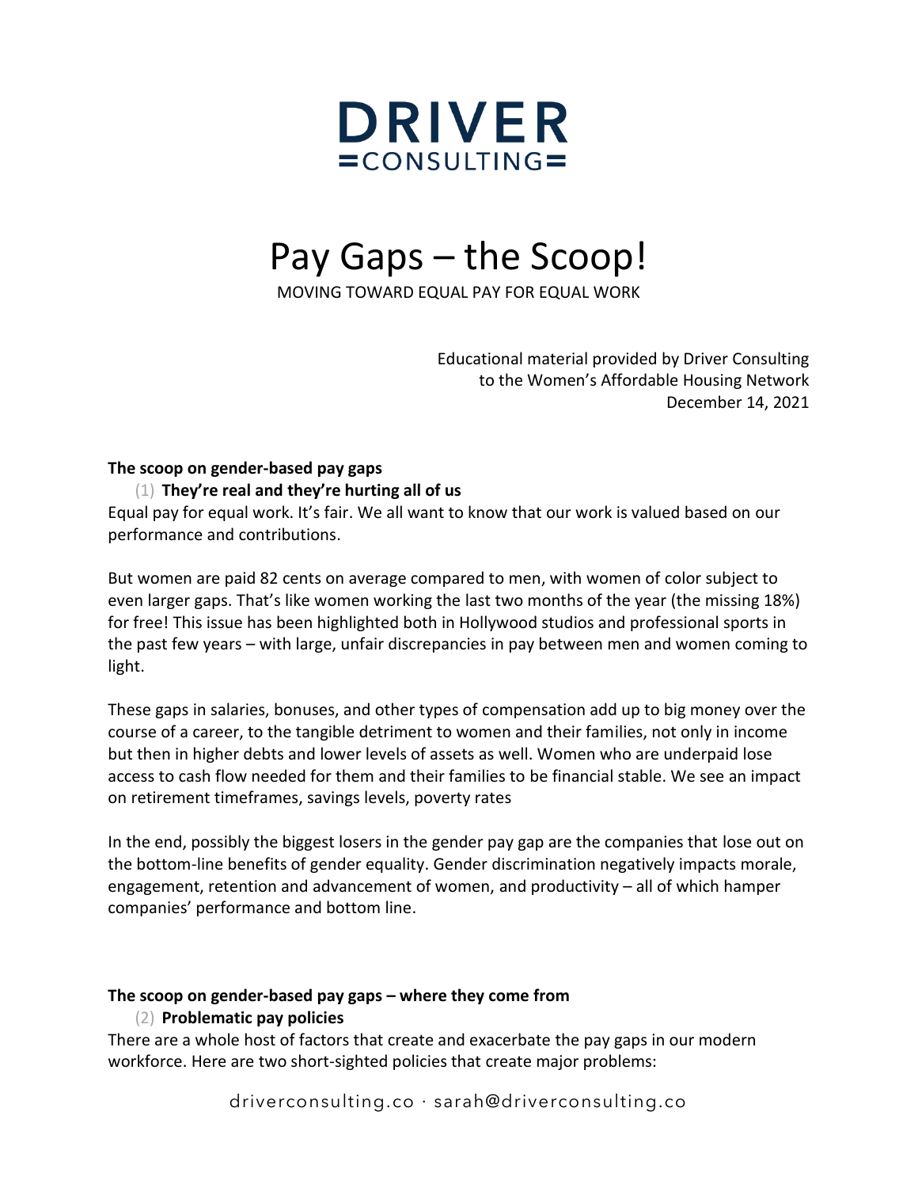# DRIVER CONSULTING

# Pay Gaps – the Scoop!

MOVING TOWARD EQUAL PAY FOR EQUAL WORK

Educational material provided by Driver Consulting
to the Women's Affordable Housing Network
December 14, 2021

**The scoop on gender-based pay gaps**

(1) **They're real and they're hurting all of us**

Equal pay for equal work. It's fair. We all want to know that our work is valued based on our performance and contributions.

But women are paid 82 cents on average compared to men, with women of color subject to even larger gaps. That's like women working the last two months of the year (the missing 18%) for free! This issue has been highlighted both in Hollywood studios and professional sports in the past few years – with large, unfair discrepancies in pay between men and women coming to light.

These gaps in salaries, bonuses, and other types of compensation add up to big money over the course of a career, to the tangible detriment to women and their families, not only in income but then in higher debts and lower levels of assets as well. Women who are underpaid lose access to cash flow needed for them and their families to be financial stable. We see an impact on retirement timeframes, savings levels, poverty rates

In the end, possibly the biggest losers in the gender pay gap are the companies that lose out on the bottom-line benefits of gender equality. Gender discrimination negatively impacts morale, engagement, retention and advancement of women, and productivity – all of which hamper companies' performance and bottom line.

**The scoop on gender-based pay gaps – where they come from**

(2) **Problematic pay policies**

There are a whole host of factors that create and exacerbate the pay gaps in our modern workforce. Here are two short-sighted policies that create major problems: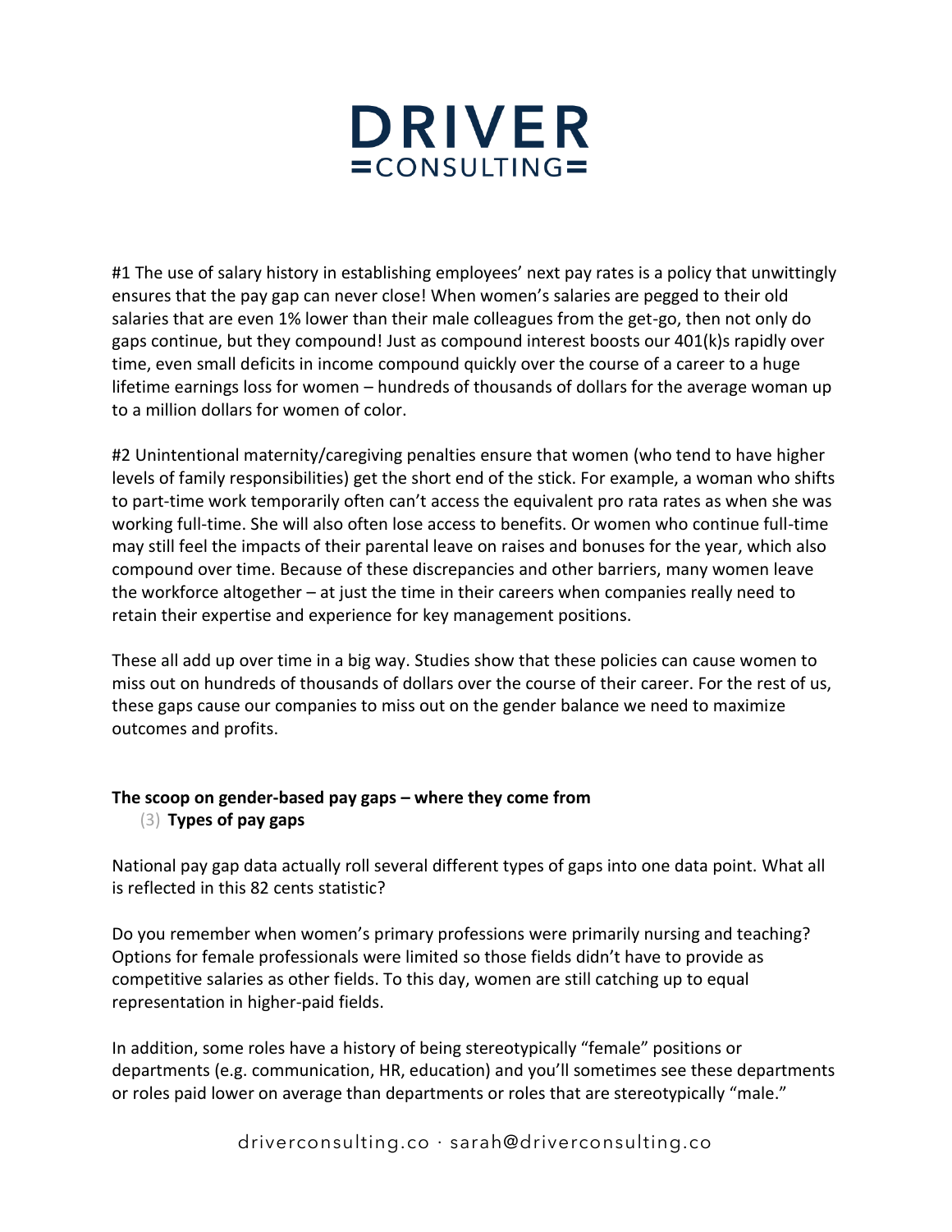#1 The use of salary history in establishing employees' next pay rates is a policy that unwittingly ensures that the pay gap can never close! When women's salaries are pegged to their old salaries that are even 1% lower than their male colleagues from the get-go, then not only do gaps continue, but they compound! Just as compound interest boosts our 401(k)s rapidly over time, even small deficits in income compound quickly over the course of a career to a huge lifetime earnings loss for women – hundreds of thousands of dollars for the average woman up to a million dollars for women of color.

#2 Unintentional maternity/caregiving penalties ensure that women (who tend to have higher levels of family responsibilities) get the short end of the stick. For example, a woman who shifts to part-time work temporarily often can't access the equivalent pro rata rates as when she was working full-time. She will also often lose access to benefits. Or women who continue full-time may still feel the impacts of their parental leave on raises and bonuses for the year, which also compound over time. Because of these discrepancies and other barriers, many women leave the workforce altogether – at just the time in their careers when companies really need to retain their expertise and experience for key management positions.

These all add up over time in a big way. Studies show that these policies can cause women to miss out on hundreds of thousands of dollars over the course of their career. For the rest of us, these gaps cause our companies to miss out on the gender balance we need to maximize outcomes and profits.

**The scoop on gender-based pay gaps – where they come from**

(3) **Types of pay gaps**

National pay gap data actually roll several different types of gaps into one data point. What all is reflected in this 82 cents statistic?

Do you remember when women's primary professions were primarily nursing and teaching? Options for female professionals were limited so those fields didn't have to provide as competitive salaries as other fields. To this day, women are still catching up to equal representation in higher-paid fields.

In addition, some roles have a history of being stereotypically "female" positions or departments (e.g. communication, HR, education) and you'll sometimes see these departments or roles paid lower on average than departments or roles that are stereotypically "male."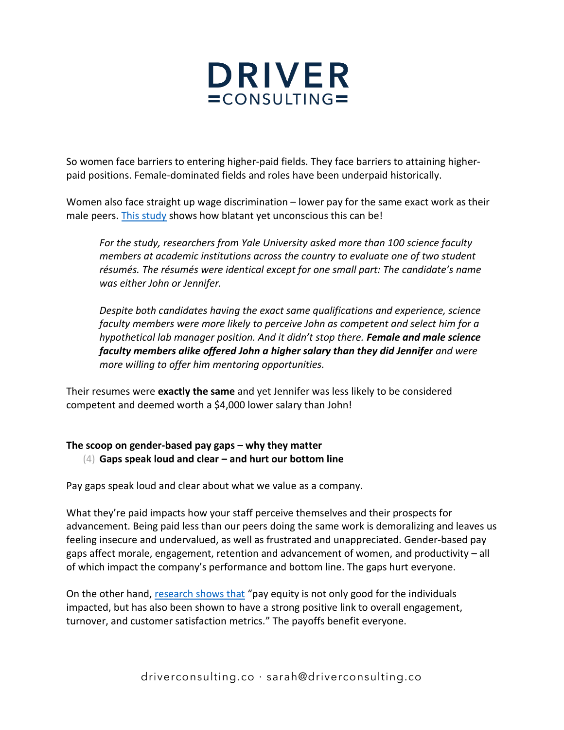So women face barriers to entering higher-paid fields. They face barriers to attaining higher-paid positions. Female-dominated fields and roles have been underpaid historically.

Women also face straight up wage discrimination – lower pay for the same exact work as their male peers. [This study](#) shows how blatant yet unconscious this can be!

> *For the study, researchers from Yale University asked more than 100 science faculty members at academic institutions across the country to evaluate one of two student résumés. The résumés were identical except for one small part: The candidate's name was either John or Jennifer.*
>
> *Despite both candidates having the exact same qualifications and experience, science faculty members were more likely to perceive John as competent and select him for a hypothetical lab manager position. And it didn't stop there.* ***Female and male science faculty members alike offered John a higher salary than they did Jennifer*** *and were more willing to offer him mentoring opportunities.*

Their resumes were **exactly the same** and yet Jennifer was less likely to be considered competent and deemed worth a $4,000 lower salary than John!

**The scoop on gender-based pay gaps – why they matter**

(4) **Gaps speak loud and clear – and hurt our bottom line**

Pay gaps speak loud and clear about what we value as a company.

What they're paid impacts how your staff perceive themselves and their prospects for advancement. Being paid less than our peers doing the same work is demoralizing and leaves us feeling insecure and undervalued, as well as frustrated and unappreciated. Gender-based pay gaps affect morale, engagement, retention and advancement of women, and productivity – all of which impact the company's performance and bottom line. The gaps hurt everyone.

On the other hand, [research shows that](#) "pay equity is not only good for the individuals impacted, but has also been shown to have a strong positive link to overall engagement, turnover, and customer satisfaction metrics." The payoffs benefit everyone.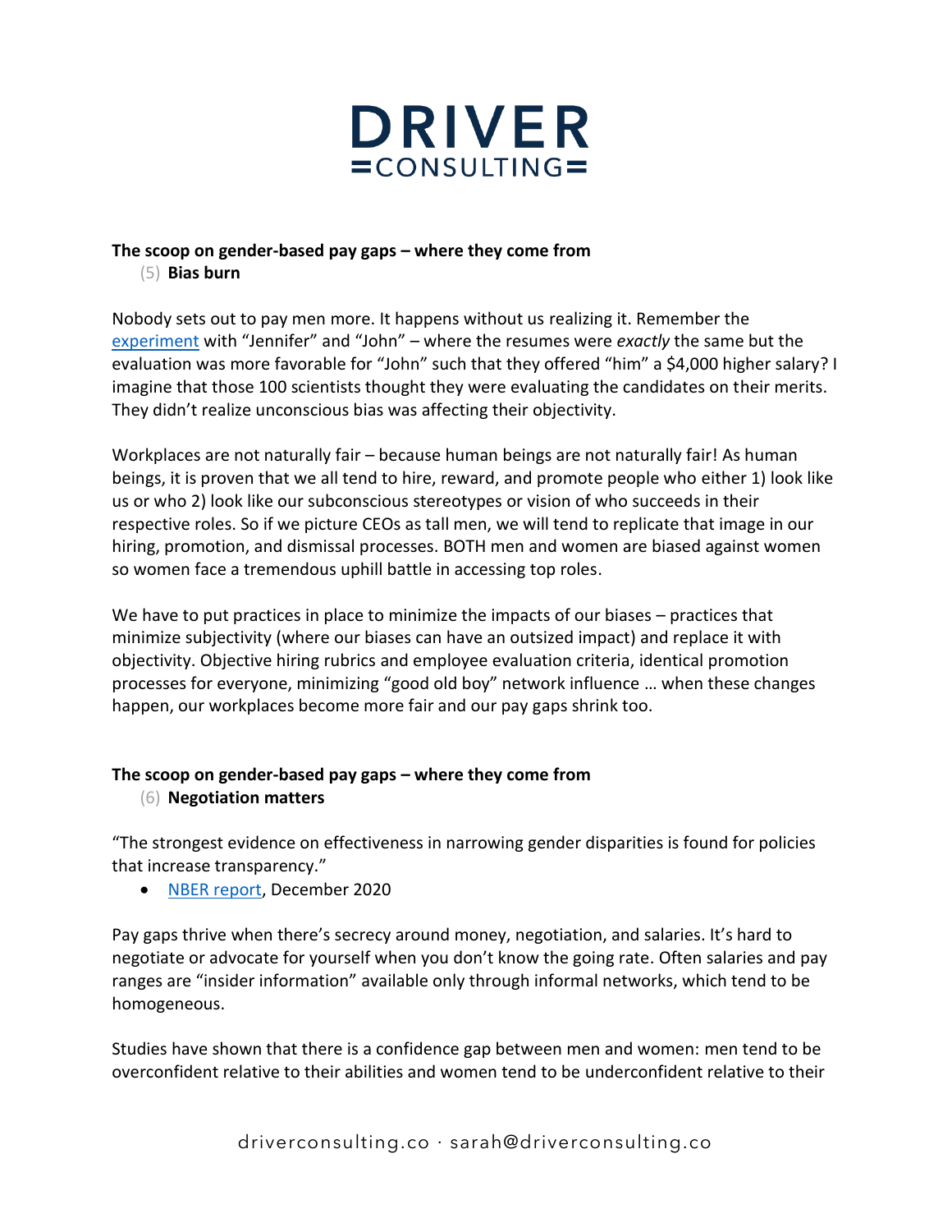**The scoop on gender-based pay gaps – where they come from**

(5) **Bias burn**

Nobody sets out to pay men more. It happens without us realizing it. Remember the experiment with "Jennifer" and "John" – where the resumes were *exactly* the same but the evaluation was more favorable for "John" such that they offered "him" a $4,000 higher salary? I imagine that those 100 scientists thought they were evaluating the candidates on their merits. They didn't realize unconscious bias was affecting their objectivity.

Workplaces are not naturally fair – because human beings are not naturally fair! As human beings, it is proven that we all tend to hire, reward, and promote people who either 1) look like us or who 2) look like our subconscious stereotypes or vision of who succeeds in their respective roles. So if we picture CEOs as tall men, we will tend to replicate that image in our hiring, promotion, and dismissal processes. BOTH men and women are biased against women so women face a tremendous uphill battle in accessing top roles.

We have to put practices in place to minimize the impacts of our biases – practices that minimize subjectivity (where our biases can have an outsized impact) and replace it with objectivity. Objective hiring rubrics and employee evaluation criteria, identical promotion processes for everyone, minimizing "good old boy" network influence … when these changes happen, our workplaces become more fair and our pay gaps shrink too.

**The scoop on gender-based pay gaps – where they come from**

(6) **Negotiation matters**

"The strongest evidence on effectiveness in narrowing gender disparities is found for policies that increase transparency."

- NBER report, December 2020

Pay gaps thrive when there's secrecy around money, negotiation, and salaries. It's hard to negotiate or advocate for yourself when you don't know the going rate. Often salaries and pay ranges are "insider information" available only through informal networks, which tend to be homogeneous.

Studies have shown that there is a confidence gap between men and women: men tend to be overconfident relative to their abilities and women tend to be underconfident relative to their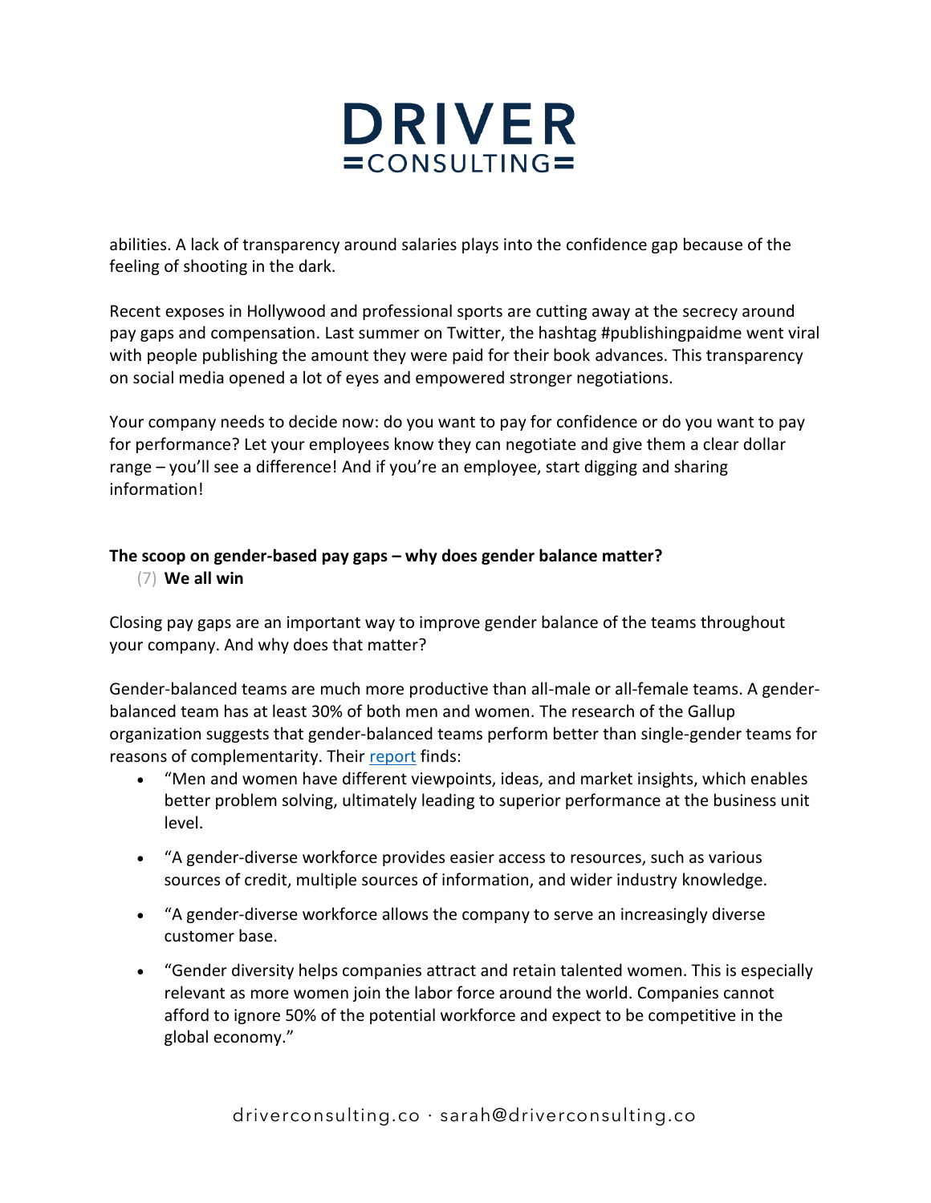abilities. A lack of transparency around salaries plays into the confidence gap because of the feeling of shooting in the dark.

Recent exposes in Hollywood and professional sports are cutting away at the secrecy around pay gaps and compensation. Last summer on Twitter, the hashtag #publishingpaidme went viral with people publishing the amount they were paid for their book advances. This transparency on social media opened a lot of eyes and empowered stronger negotiations.

Your company needs to decide now: do you want to pay for confidence or do you want to pay for performance? Let your employees know they can negotiate and give them a clear dollar range – you'll see a difference! And if you're an employee, start digging and sharing information!

**The scoop on gender-based pay gaps – why does gender balance matter?**

(7) **We all win**

Closing pay gaps are an important way to improve gender balance of the teams throughout your company. And why does that matter?

Gender-balanced teams are much more productive than all-male or all-female teams. A gender-balanced team has at least 30% of both men and women. The research of the Gallup organization suggests that gender-balanced teams perform better than single-gender teams for reasons of complementarity. Their report finds:

- "Men and women have different viewpoints, ideas, and market insights, which enables better problem solving, ultimately leading to superior performance at the business unit level.
- "A gender-diverse workforce provides easier access to resources, such as various sources of credit, multiple sources of information, and wider industry knowledge.
- "A gender-diverse workforce allows the company to serve an increasingly diverse customer base.
- "Gender diversity helps companies attract and retain talented women. This is especially relevant as more women join the labor force around the world. Companies cannot afford to ignore 50% of the potential workforce and expect to be competitive in the global economy."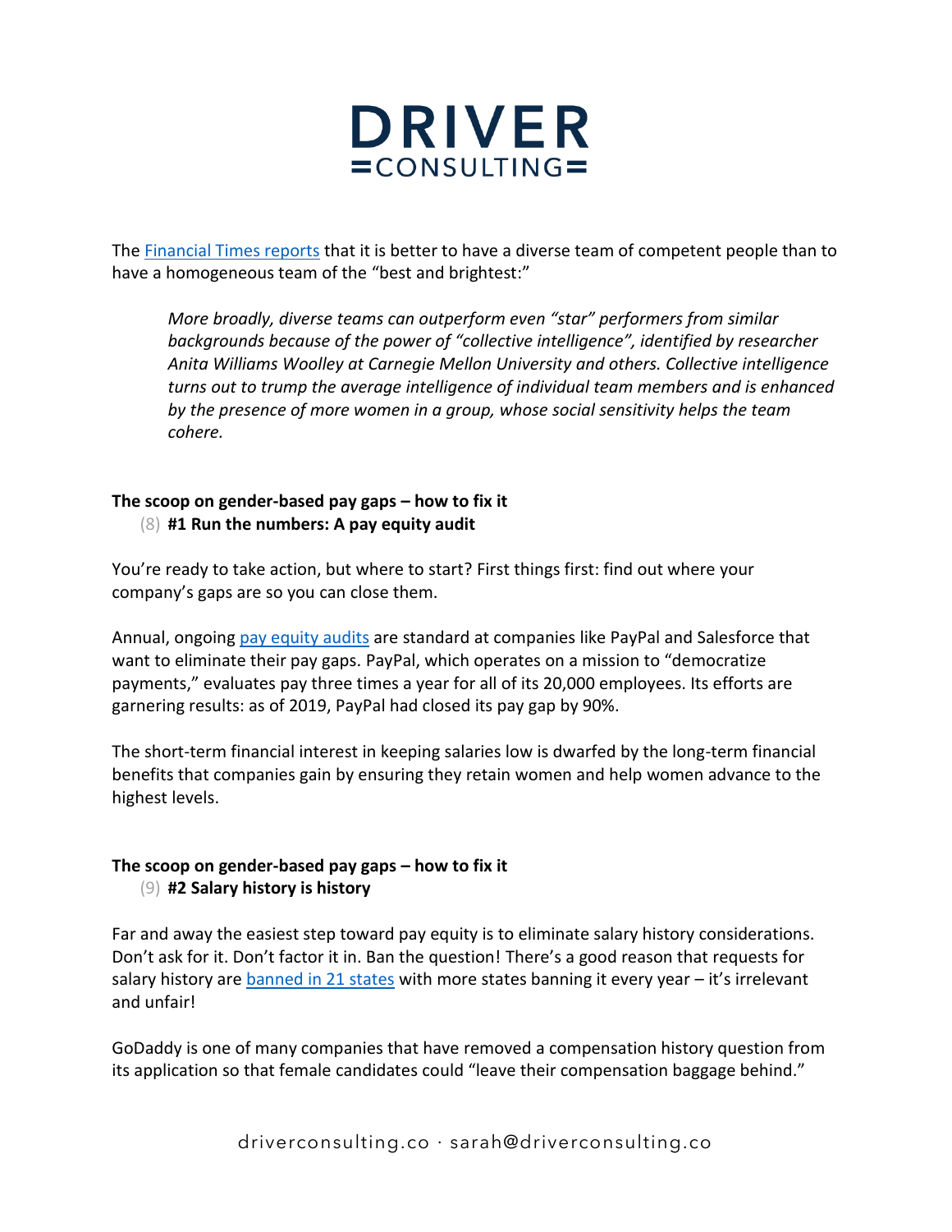The [Financial Times reports](#) that it is better to have a diverse team of competent people than to have a homogeneous team of the "best and brightest:"

> *More broadly, diverse teams can outperform even "star" performers from similar backgrounds because of the power of "collective intelligence", identified by researcher Anita Williams Woolley at Carnegie Mellon University and others. Collective intelligence turns out to trump the average intelligence of individual team members and is enhanced by the presence of more women in a group, whose social sensitivity helps the team cohere.*

**The scoop on gender-based pay gaps – how to fix it**

(8) **#1 Run the numbers: A pay equity audit**

You're ready to take action, but where to start? First things first: find out where your company's gaps are so you can close them.

Annual, ongoing [pay equity audits](#) are standard at companies like PayPal and Salesforce that want to eliminate their pay gaps. PayPal, which operates on a mission to "democratize payments," evaluates pay three times a year for all of its 20,000 employees. Its efforts are garnering results: as of 2019, PayPal had closed its pay gap by 90%.

The short-term financial interest in keeping salaries low is dwarfed by the long-term financial benefits that companies gain by ensuring they retain women and help women advance to the highest levels.

**The scoop on gender-based pay gaps – how to fix it**

(9) **#2 Salary history is history**

Far and away the easiest step toward pay equity is to eliminate salary history considerations. Don't ask for it. Don't factor it in. Ban the question! There's a good reason that requests for salary history are [banned in 21 states](#) with more states banning it every year – it's irrelevant and unfair!

GoDaddy is one of many companies that have removed a compensation history question from its application so that female candidates could "leave their compensation baggage behind."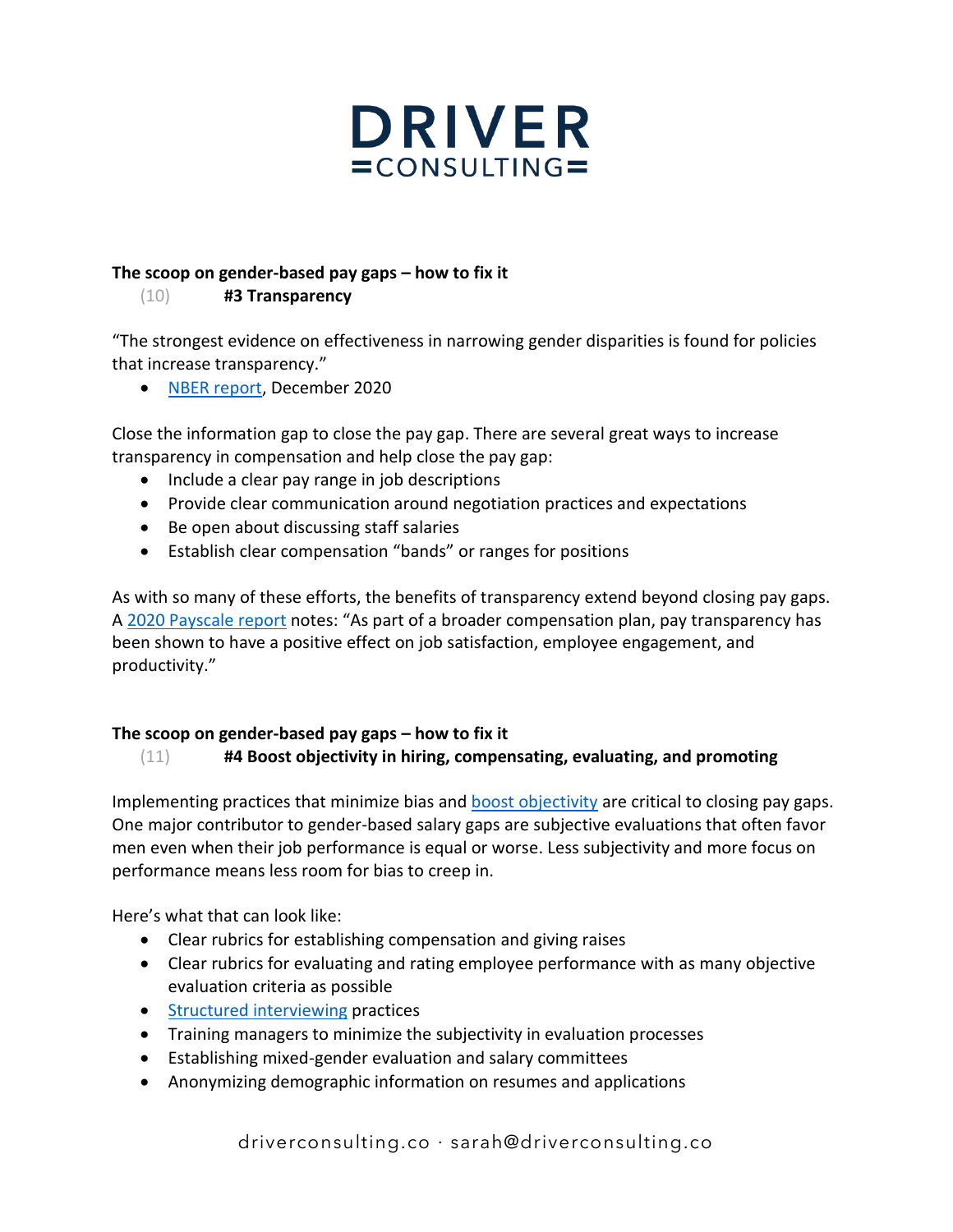**The scoop on gender-based pay gaps – how to fix it**

(10) **#3 Transparency**

"The strongest evidence on effectiveness in narrowing gender disparities is found for policies that increase transparency."

- NBER report, December 2020

Close the information gap to close the pay gap. There are several great ways to increase transparency in compensation and help close the pay gap:

- Include a clear pay range in job descriptions
- Provide clear communication around negotiation practices and expectations
- Be open about discussing staff salaries
- Establish clear compensation "bands" or ranges for positions

As with so many of these efforts, the benefits of transparency extend beyond closing pay gaps. A 2020 Payscale report notes: "As part of a broader compensation plan, pay transparency has been shown to have a positive effect on job satisfaction, employee engagement, and productivity."

**The scoop on gender-based pay gaps – how to fix it**

(11) **#4 Boost objectivity in hiring, compensating, evaluating, and promoting**

Implementing practices that minimize bias and boost objectivity are critical to closing pay gaps. One major contributor to gender-based salary gaps are subjective evaluations that often favor men even when their job performance is equal or worse. Less subjectivity and more focus on performance means less room for bias to creep in.

Here's what that can look like:

- Clear rubrics for establishing compensation and giving raises
- Clear rubrics for evaluating and rating employee performance with as many objective evaluation criteria as possible
- Structured interviewing practices
- Training managers to minimize the subjectivity in evaluation processes
- Establishing mixed-gender evaluation and salary committees
- Anonymizing demographic information on resumes and applications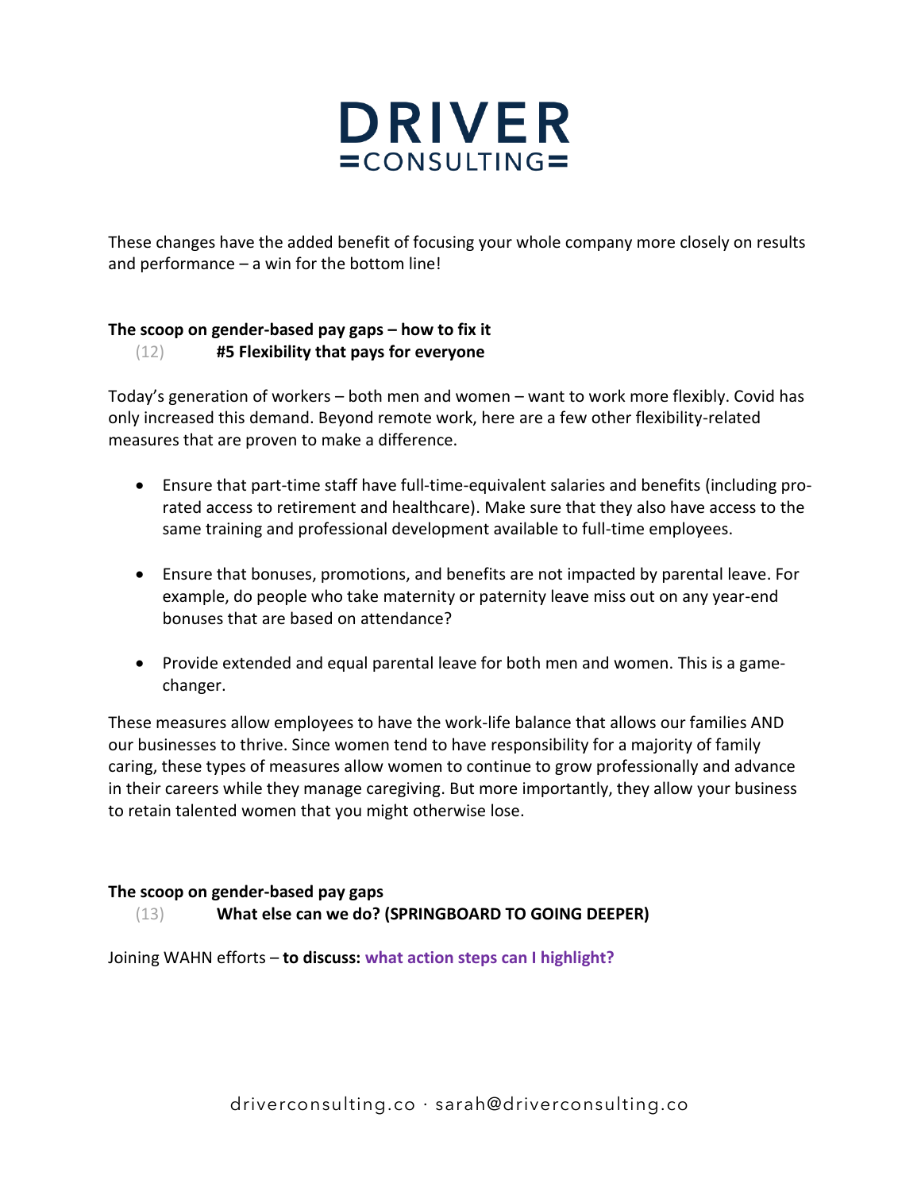These changes have the added benefit of focusing your whole company more closely on results and performance – a win for the bottom line!

**The scoop on gender-based pay gaps – how to fix it**

(12) **#5 Flexibility that pays for everyone**

Today's generation of workers – both men and women – want to work more flexibly. Covid has only increased this demand. Beyond remote work, here are a few other flexibility-related measures that are proven to make a difference.

- Ensure that part-time staff have full-time-equivalent salaries and benefits (including pro-rated access to retirement and healthcare). Make sure that they also have access to the same training and professional development available to full-time employees.
- Ensure that bonuses, promotions, and benefits are not impacted by parental leave. For example, do people who take maternity or paternity leave miss out on any year-end bonuses that are based on attendance?
- Provide extended and equal parental leave for both men and women. This is a game-changer.

These measures allow employees to have the work-life balance that allows our families AND our businesses to thrive. Since women tend to have responsibility for a majority of family caring, these types of measures allow women to continue to grow professionally and advance in their careers while they manage caregiving. But more importantly, they allow your business to retain talented women that you might otherwise lose.

**The scoop on gender-based pay gaps**

(13) **What else can we do? (SPRINGBOARD TO GOING DEEPER)**

Joining WAHN efforts – **to discuss: what action steps can I highlight?**